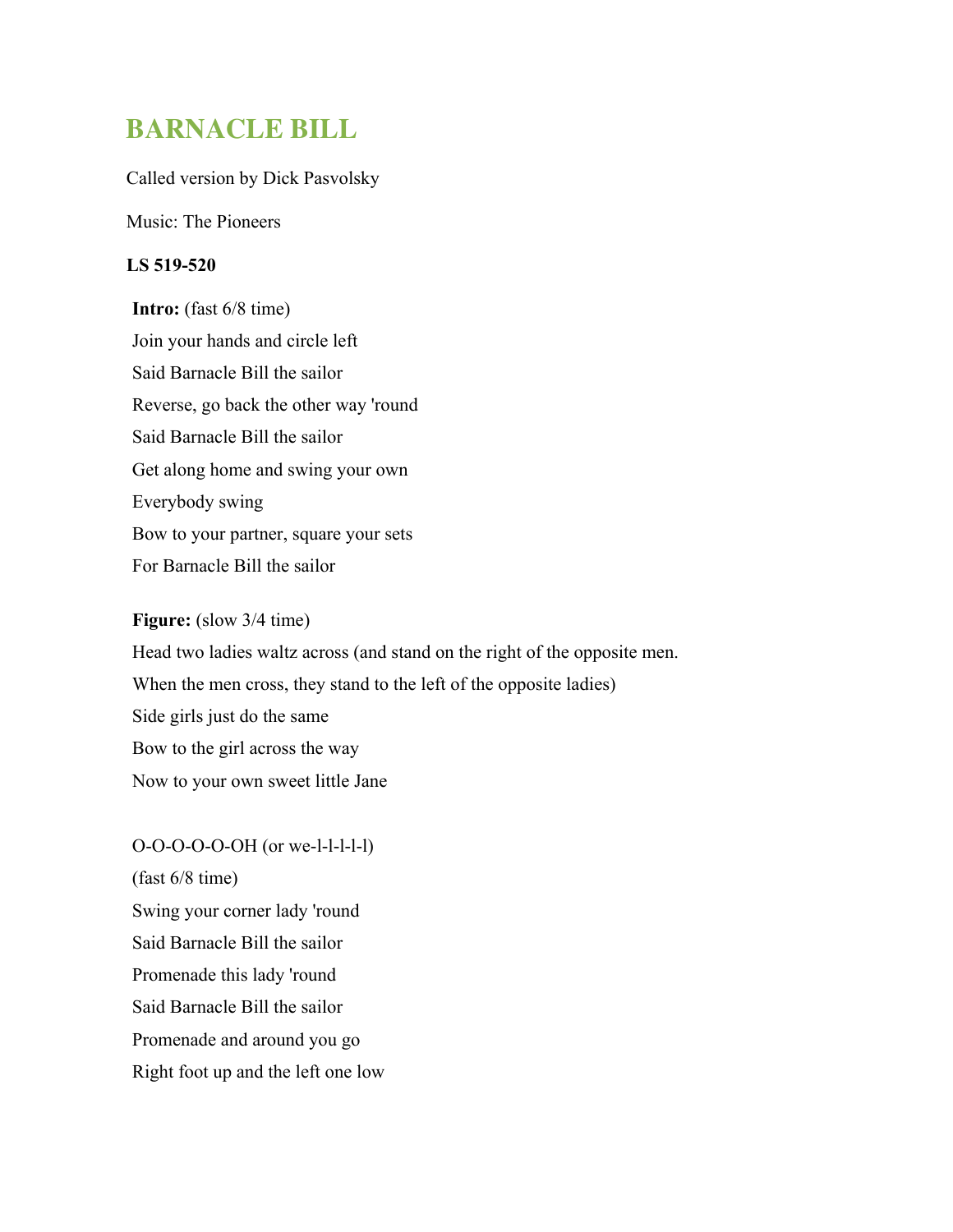# BARNACLE BILL

Called version by Dick Pasvolsky

Music: The Pioneers

**LS 519-520**

**Intro:** (fast 6/8 time)
Join your hands and circle left
Said Barnacle Bill the sailor
Reverse, go back the other way 'round
Said Barnacle Bill the sailor
Get along home and swing your own
Everybody swing
Bow to your partner, square your sets
For Barnacle Bill the sailor

**Figure:** (slow 3/4 time)
Head two ladies waltz across (and stand on the right of the opposite men.
When the men cross, they stand to the left of the opposite ladies)
Side girls just do the same
Bow to the girl across the way
Now to your own sweet little Jane

O-O-O-O-OH (or we-l-l-l-l-l)
(fast 6/8 time)
Swing your corner lady 'round
Said Barnacle Bill the sailor
Promenade this lady 'round
Said Barnacle Bill the sailor
Promenade and around you go
Right foot up and the left one low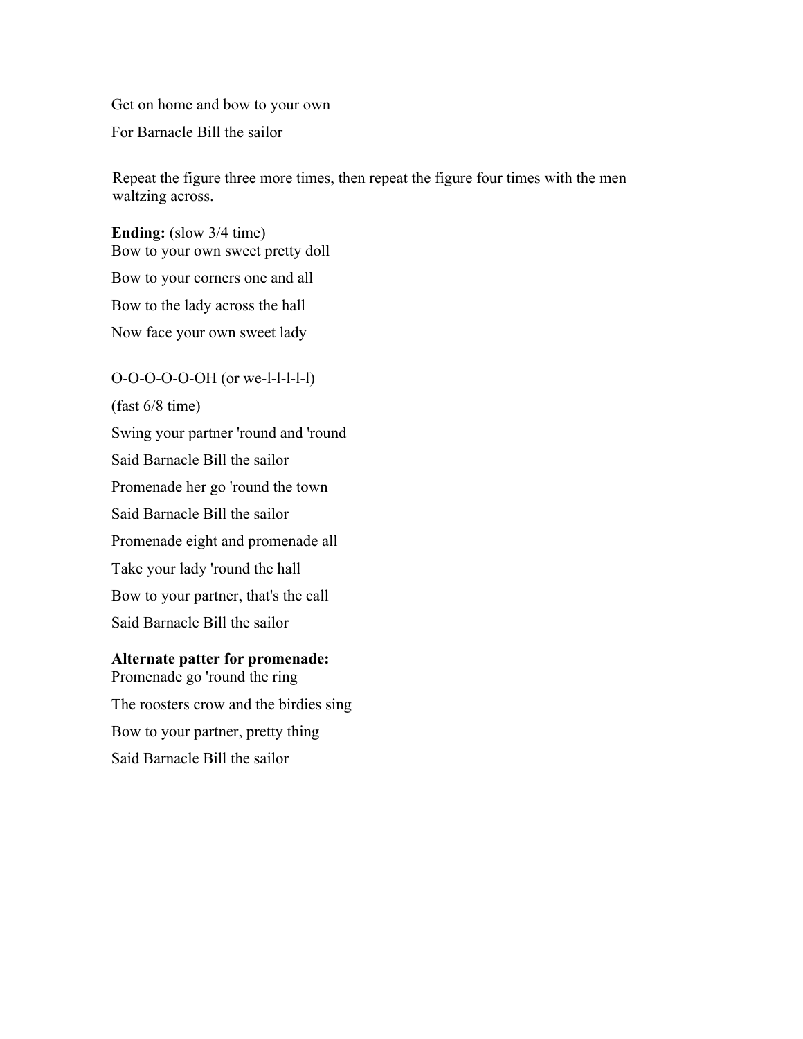Get on home and bow to your own

For Barnacle Bill the sailor

Repeat the figure three more times, then repeat the figure four times with the men waltzing across.

**Ending:** (slow 3/4 time)
Bow to your own sweet pretty doll

Bow to your corners one and all

Bow to the lady across the hall

Now face your own sweet lady

O-O-O-O-OH (or we-l-l-l-l-l)

(fast 6/8 time)

Swing your partner 'round and 'round

Said Barnacle Bill the sailor

Promenade her go 'round the town

Said Barnacle Bill the sailor

Promenade eight and promenade all

Take your lady 'round the hall

Bow to your partner, that's the call

Said Barnacle Bill the sailor

**Alternate patter for promenade:**
Promenade go 'round the ring

The roosters crow and the birdies sing

Bow to your partner, pretty thing

Said Barnacle Bill the sailor